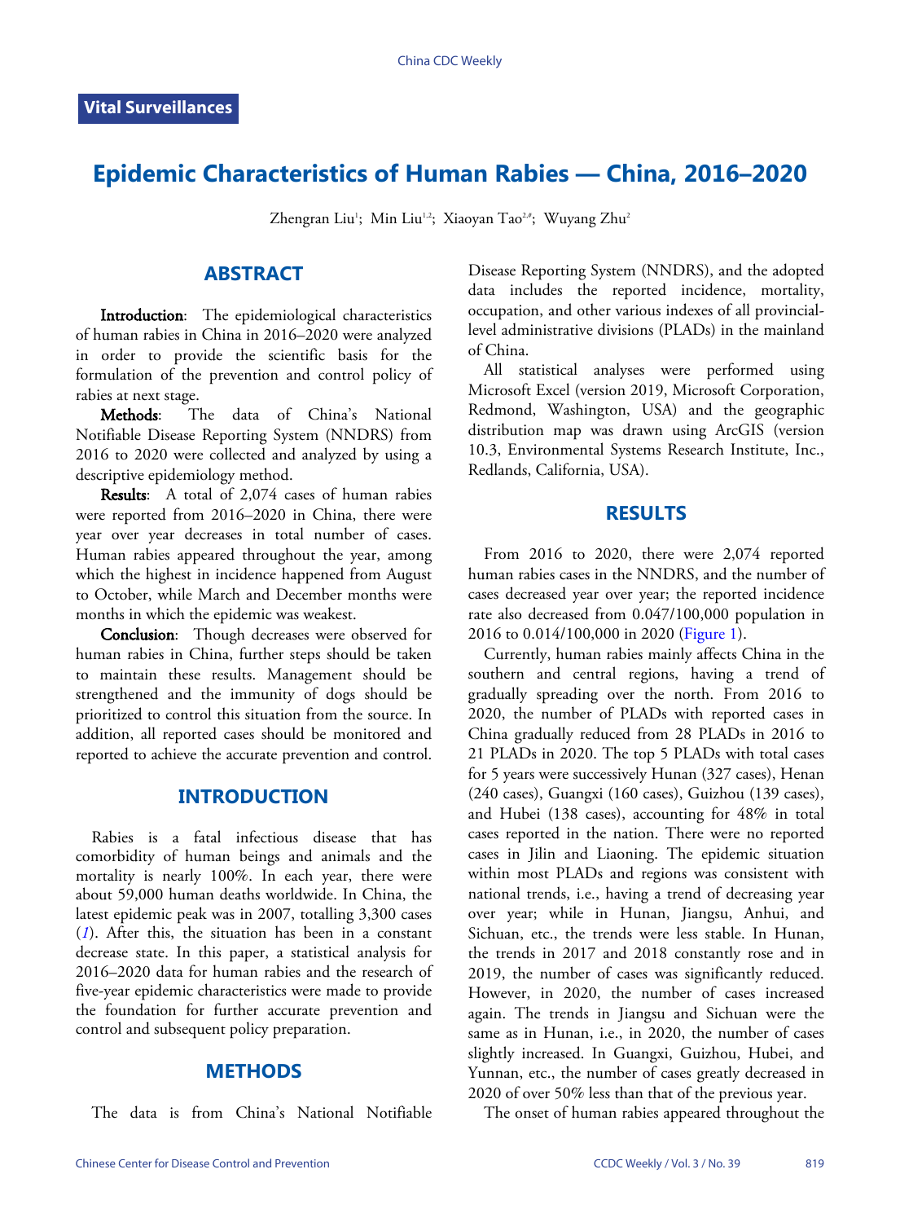Vital Surveillances

# Epidemic Characteristics of Human Rabies — China, 2016–2020

Zhengran Liu[1]; Min Liu[1,2]; Xiaoyan Tao[2,#]; Wuyang Zhu[2]

## ABSTRACT

**Introduction**: The epidemiological characteristics of human rabies in China in 2016–2020 were analyzed in order to provide the scientific basis for the formulation of the prevention and control policy of rabies at next stage.

**Methods**: The data of China's National Notifiable Disease Reporting System (NNDRS) from 2016 to 2020 were collected and analyzed by using a descriptive epidemiology method.

**Results**: A total of 2,074 cases of human rabies were reported from 2016–2020 in China, there were year over year decreases in total number of cases. Human rabies appeared throughout the year, among which the highest in incidence happened from August to October, while March and December months were months in which the epidemic was weakest.

**Conclusion**: Though decreases were observed for human rabies in China, further steps should be taken to maintain these results. Management should be strengthened and the immunity of dogs should be prioritized to control this situation from the source. In addition, all reported cases should be monitored and reported to achieve the accurate prevention and control.

## INTRODUCTION

Rabies is a fatal infectious disease that has comorbidity of human beings and animals and the mortality is nearly 100%. In each year, there were about 59,000 human deaths worldwide. In China, the latest epidemic peak was in 2007, totalling 3,300 cases (*1*). After this, the situation has been in a constant decrease state. In this paper, a statistical analysis for 2016–2020 data for human rabies and the research of five-year epidemic characteristics were made to provide the foundation for further accurate prevention and control and subsequent policy preparation.

## METHODS

The data is from China's National Notifiable Disease Reporting System (NNDRS), and the adopted data includes the reported incidence, mortality, occupation, and other various indexes of all provincial-level administrative divisions (PLADs) in the mainland of China.

All statistical analyses were performed using Microsoft Excel (version 2019, Microsoft Corporation, Redmond, Washington, USA) and the geographic distribution map was drawn using ArcGIS (version 10.3, Environmental Systems Research Institute, Inc., Redlands, California, USA).

## RESULTS

From 2016 to 2020, there were 2,074 reported human rabies cases in the NNDRS, and the number of cases decreased year over year; the reported incidence rate also decreased from 0.047/100,000 population in 2016 to 0.014/100,000 in 2020 (Figure 1).

Currently, human rabies mainly affects China in the southern and central regions, having a trend of gradually spreading over the north. From 2016 to 2020, the number of PLADs with reported cases in China gradually reduced from 28 PLADs in 2016 to 21 PLADs in 2020. The top 5 PLADs with total cases for 5 years were successively Hunan (327 cases), Henan (240 cases), Guangxi (160 cases), Guizhou (139 cases), and Hubei (138 cases), accounting for 48% in total cases reported in the nation. There were no reported cases in Jilin and Liaoning. The epidemic situation within most PLADs and regions was consistent with national trends, i.e., having a trend of decreasing year over year; while in Hunan, Jiangsu, Anhui, and Sichuan, etc., the trends were less stable. In Hunan, the trends in 2017 and 2018 constantly rose and in 2019, the number of cases was significantly reduced. However, in 2020, the number of cases increased again. The trends in Jiangsu and Sichuan were the same as in Hunan, i.e., in 2020, the number of cases slightly increased. In Guangxi, Guizhou, Hubei, and Yunnan, etc., the number of cases greatly decreased in 2020 of over 50% less than that of the previous year.

The onset of human rabies appeared throughout the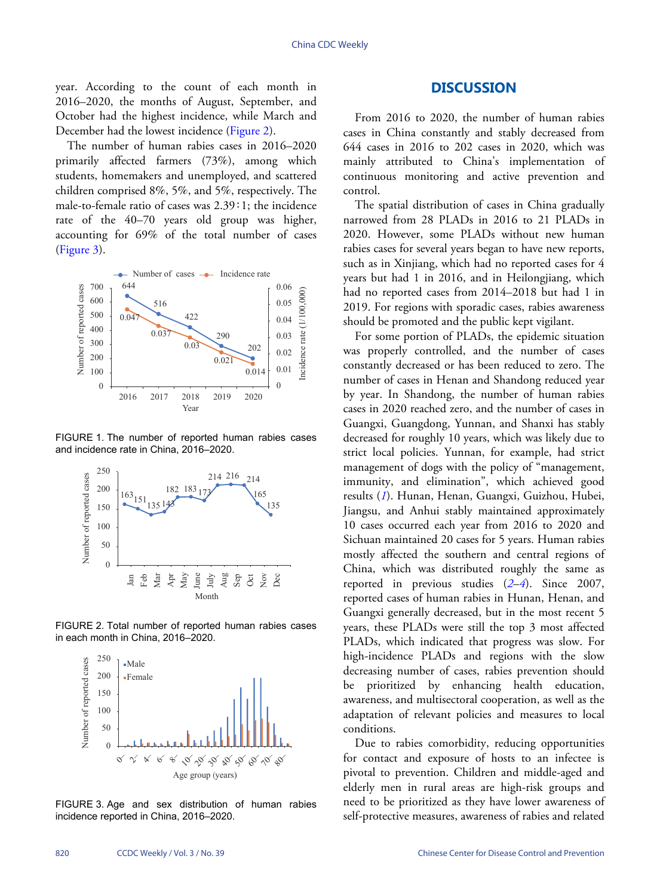year. According to the count of each month in 2016–2020, the months of August, September, and October had the highest incidence, while March and December had the lowest incidence (Figure 2).

The number of human rabies cases in 2016–2020 primarily affected farmers (73%), among which students, homemakers and unemployed, and scattered children comprised 8%, 5%, and 5%, respectively. The male-to-female ratio of cases was 2.39∶1; the incidence rate of the 40–70 years old group was higher, accounting for 69% of the total number of cases (Figure 3).

FIGURE 1. The number of reported human rabies cases and incidence rate in China, 2016–2020.

FIGURE 2. Total number of reported human rabies cases in each month in China, 2016–2020.

FIGURE 3. Age and sex distribution of human rabies incidence reported in China, 2016–2020.

## DISCUSSION

From 2016 to 2020, the number of human rabies cases in China constantly and stably decreased from 644 cases in 2016 to 202 cases in 2020, which was mainly attributed to China's implementation of continuous monitoring and active prevention and control.

The spatial distribution of cases in China gradually narrowed from 28 PLADs in 2016 to 21 PLADs in 2020. However, some PLADs without new human rabies cases for several years began to have new reports, such as in Xinjiang, which had no reported cases for 4 years but had 1 in 2016, and in Heilongjiang, which had no reported cases from 2014–2018 but had 1 in 2019. For regions with sporadic cases, rabies awareness should be promoted and the public kept vigilant.

For some portion of PLADs, the epidemic situation was properly controlled, and the number of cases constantly decreased or has been reduced to zero. The number of cases in Henan and Shandong reduced year by year. In Shandong, the number of human rabies cases in 2020 reached zero, and the number of cases in Guangxi, Guangdong, Yunnan, and Shanxi has stably decreased for roughly 10 years, which was likely due to strict local policies. Yunnan, for example, had strict management of dogs with the policy of "management, immunity, and elimination", which achieved good results (*1*). Hunan, Henan, Guangxi, Guizhou, Hubei, Jiangsu, and Anhui stably maintained approximately 10 cases occurred each year from 2016 to 2020 and Sichuan maintained 20 cases for 5 years. Human rabies mostly affected the southern and central regions of China, which was distributed roughly the same as reported in previous studies (*2*–*4*). Since 2007, reported cases of human rabies in Hunan, Henan, and Guangxi generally decreased, but in the most recent 5 years, these PLADs were still the top 3 most affected PLADs, which indicated that progress was slow. For high-incidence PLADs and regions with the slow decreasing number of cases, rabies prevention should be prioritized by enhancing health education, awareness, and multisectoral cooperation, as well as the adaptation of relevant policies and measures to local conditions.

Due to rabies comorbidity, reducing opportunities for contact and exposure of hosts to an infectee is pivotal to prevention. Children and middle-aged and elderly men in rural areas are high-risk groups and need to be prioritized as they have lower awareness of self-protective measures, awareness of rabies and related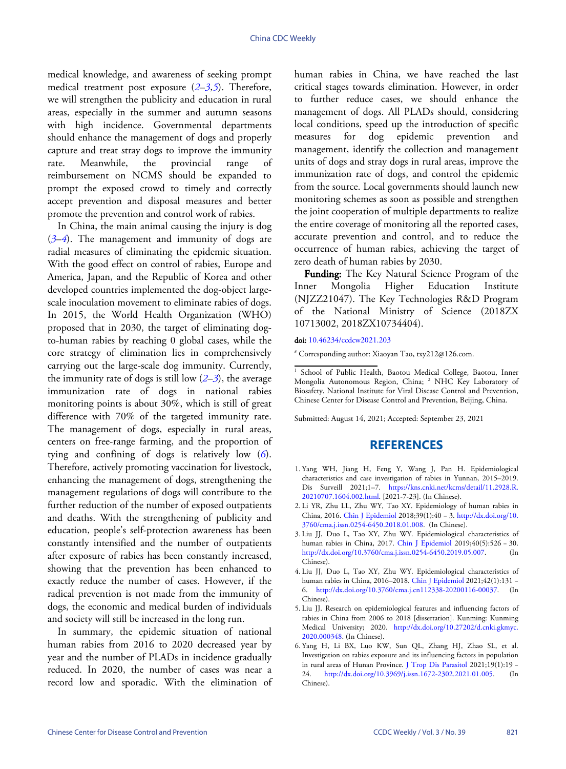medical knowledge, and awareness of seeking prompt medical treatment post exposure (2–3,5). Therefore, we will strengthen the publicity and education in rural areas, especially in the summer and autumn seasons with high incidence. Governmental departments should enhance the management of dogs and properly capture and treat stray dogs to improve the immunity rate. Meanwhile, the provincial range of reimbursement on NCMS should be expanded to prompt the exposed crowd to timely and correctly accept prevention and disposal measures and better promote the prevention and control work of rabies.

In China, the main animal causing the injury is dog (3–4). The management and immunity of dogs are radial measures of eliminating the epidemic situation. With the good effect on control of rabies, Europe and America, Japan, and the Republic of Korea and other developed countries implemented the dog-object large-scale inoculation movement to eliminate rabies of dogs. In 2015, the World Health Organization (WHO) proposed that in 2030, the target of eliminating dog-to-human rabies by reaching 0 global cases, while the core strategy of elimination lies in comprehensively carrying out the large-scale dog immunity. Currently, the immunity rate of dogs is still low (2–3), the average immunization rate of dogs in national rabies monitoring points is about 30%, which is still of great difference with 70% of the targeted immunity rate. The management of dogs, especially in rural areas, centers on free-range farming, and the proportion of tying and confining of dogs is relatively low (6). Therefore, actively promoting vaccination for livestock, enhancing the management of dogs, strengthening the management regulations of dogs will contribute to the further reduction of the number of exposed outpatients and deaths. With the strengthening of publicity and education, people's self-protection awareness has been constantly intensified and the number of outpatients after exposure of rabies has been constantly increased, showing that the prevention has been enhanced to exactly reduce the number of cases. However, if the radical prevention is not made from the immunity of dogs, the economic and medical burden of individuals and society will still be increased in the long run.

In summary, the epidemic situation of national human rabies from 2016 to 2020 decreased year by year and the number of PLADs in incidence gradually reduced. In 2020, the number of cases was near a record low and sporadic. With the elimination of human rabies in China, we have reached the last critical stages towards elimination. However, in order to further reduce cases, we should enhance the management of dogs. All PLADs should, considering local conditions, speed up the introduction of specific measures for dog epidemic prevention and management, identify the collection and management units of dogs and stray dogs in rural areas, improve the immunization rate of dogs, and control the epidemic from the source. Local governments should launch new monitoring schemes as soon as possible and strengthen the joint cooperation of multiple departments to realize the entire coverage of monitoring all the reported cases, accurate prevention and control, and to reduce the occurrence of human rabies, achieving the target of zero death of human rabies by 2030.

**Funding:** The Key Natural Science Program of the Inner Mongolia Higher Education Institute (NJZZ21047). The Key Technologies R&D Program of the National Ministry of Science (2018ZX10713002, 2018ZX10734404).

**doi:** 10.46234/ccdcw2021.203

[#] Corresponding author: Xiaoyan Tao, txy212@126.com.

[1] School of Public Health, Baotou Medical College, Baotou, Inner Mongolia Autonomous Region, China; [2] NHC Key Laboratory of Biosafety, National Institute for Viral Disease Control and Prevention, Chinese Center for Disease Control and Prevention, Beijing, China.

Submitted: August 14, 2021; Accepted: September 23, 2021

## REFERENCES

1. Yang WH, Jiang H, Feng Y, Wang J, Pan H. Epidemiological characteristics and case investigation of rabies in Yunnan, 2015–2019. Dis Surveill 2021;1–7. https://kns.cnki.net/kcms/detail/11.2928.R.20210707.1604.002.html. [2021-7-23]. (In Chinese).
2. Li YR, Zhu LL, Zhu WY, Tao XY. Epidemiology of human rabies in China, 2016. Chin J Epidemiol 2018;39(1):40 – 3. http://dx.doi.org/10.3760/cma.j.issn.0254-6450.2018.01.008. (In Chinese).
3. Liu JJ, Duo L, Tao XY, Zhu WY. Epidemiological characteristics of human rabies in China, 2017. Chin J Epidemiol 2019;40(5):526 – 30. http://dx.doi.org/10.3760/cma.j.issn.0254-6450.2019.05.007. (In Chinese).
4. Liu JJ, Duo L, Tao XY, Zhu WY. Epidemiological characteristics of human rabies in China, 2016–2018. Chin J Epidemiol 2021;42(1):131 – 6. http://dx.doi.org/10.3760/cma.j.cn112338-20200116-00037. (In Chinese).
5. Liu JJ. Research on epidemiological features and influencing factors of rabies in China from 2006 to 2018 [dissertation]. Kunming: Kunming Medical University; 2020. http://dx.doi.org/10.27202/d.cnki.gkmyc.2020.000348. (In Chinese).
6. Yang H, Li BX, Luo KW, Sun QL, Zhang HJ, Zhao SL, et al. Investigation on rabies exposure and its influencing factors in population in rural areas of Hunan Province. J Trop Dis Parasitol 2021;19(1):19 – 24. http://dx.doi.org/10.3969/j.issn.1672-2302.2021.01.005. (In Chinese).